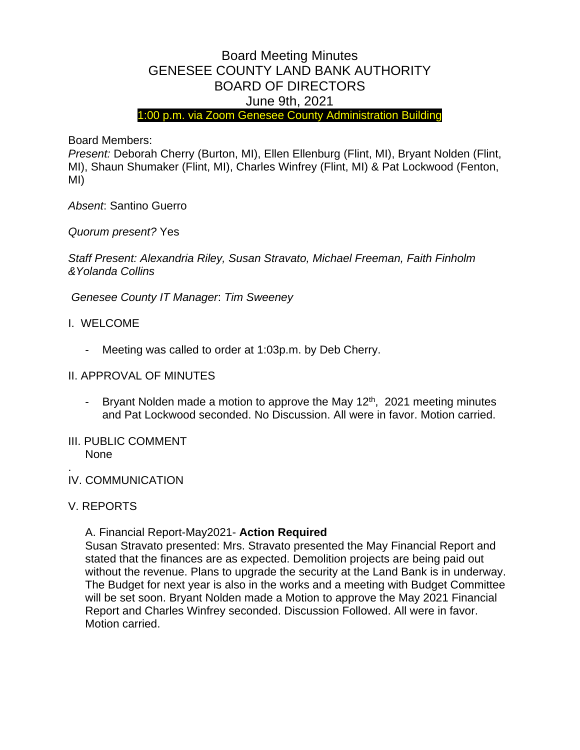# Board Meeting Minutes
# GENESEE COUNTY LAND BANK AUTHORITY
# BOARD OF DIRECTORS
# June 9th, 2021

**1:00 p.m. via Zoom Genesee County Administration Building**

Board Members:
*Present:* Deborah Cherry (Burton, MI), Ellen Ellenburg (Flint, MI), Bryant Nolden (Flint, MI), Shaun Shumaker (Flint, MI), Charles Winfrey (Flint, MI) & Pat Lockwood (Fenton, MI)

*Absent*: Santino Guerro

*Quorum present?* Yes

*Staff Present: Alexandria Riley, Susan Stravato, Michael Freeman, Faith Finholm &Yolanda Collins*

*Genesee County IT Manager*: *Tim Sweeney*

I. WELCOME

- Meeting was called to order at 1:03p.m. by Deb Cherry.

II. APPROVAL OF MINUTES

- Bryant Nolden made a motion to approve the May 12th, 2021 meeting minutes and Pat Lockwood seconded. No Discussion. All were in favor. Motion carried.

III. PUBLIC COMMENT
None

.
IV. COMMUNICATION

V. REPORTS

A. Financial Report-May2021- **Action Required**
Susan Stravato presented: Mrs. Stravato presented the May Financial Report and stated that the finances are as expected. Demolition projects are being paid out without the revenue. Plans to upgrade the security at the Land Bank is in underway. The Budget for next year is also in the works and a meeting with Budget Committee will be set soon. Bryant Nolden made a Motion to approve the May 2021 Financial Report and Charles Winfrey seconded. Discussion Followed. All were in favor. Motion carried.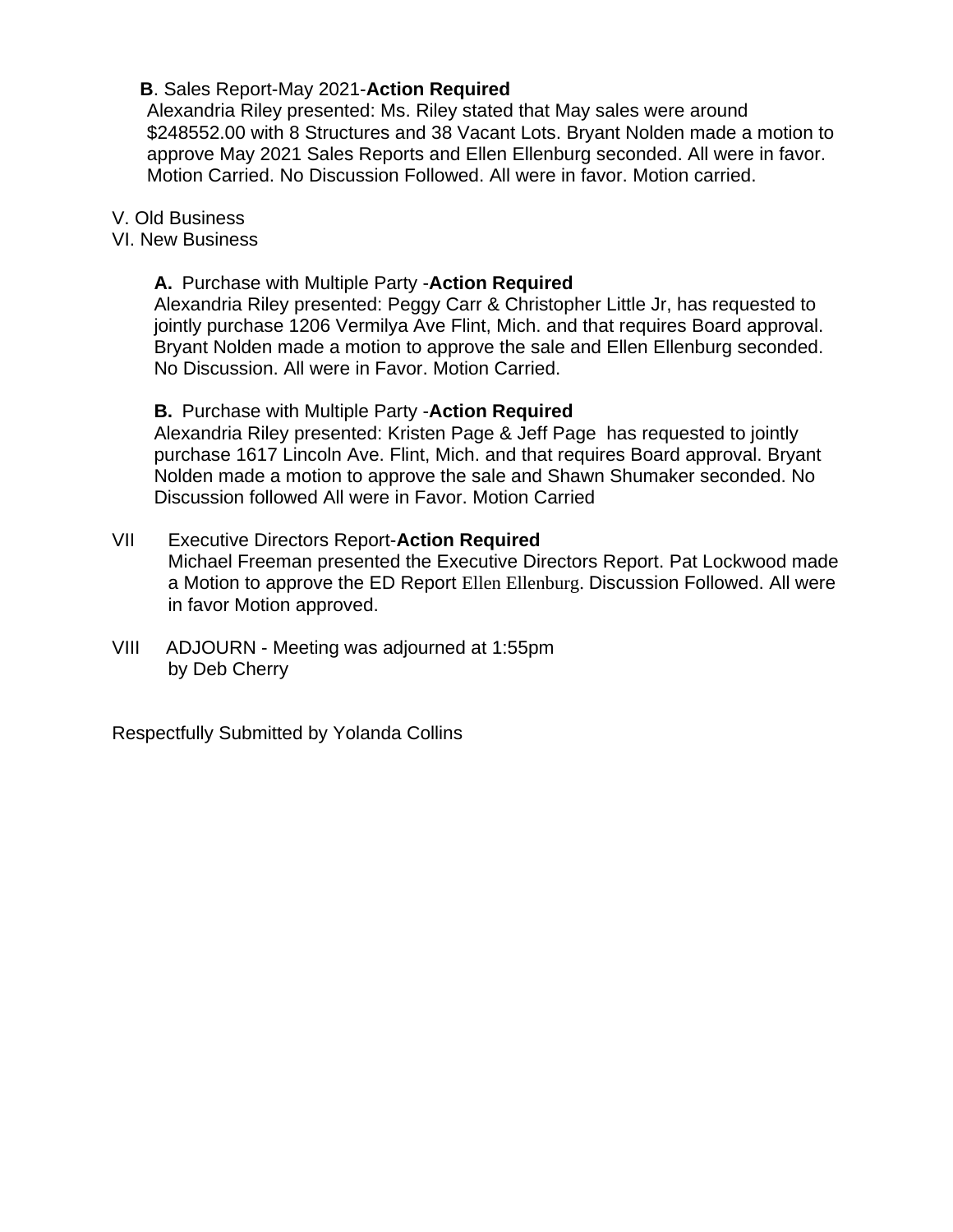**B**. Sales Report-May 2021-**Action Required**

Alexandria Riley presented: Ms. Riley stated that May sales were around $248552.00 with 8 Structures and 38 Vacant Lots. Bryant Nolden made a motion to approve May 2021 Sales Reports and Ellen Ellenburg seconded. All were in favor. Motion Carried. No Discussion Followed. All were in favor. Motion carried.

V. Old Business

VI. New Business

**A.** Purchase with Multiple Party -**Action Required**

Alexandria Riley presented: Peggy Carr & Christopher Little Jr, has requested to jointly purchase 1206 Vermilya Ave Flint, Mich. and that requires Board approval. Bryant Nolden made a motion to approve the sale and Ellen Ellenburg seconded. No Discussion. All were in Favor. Motion Carried.

**B.** Purchase with Multiple Party -**Action Required**

Alexandria Riley presented: Kristen Page & Jeff Page has requested to jointly purchase 1617 Lincoln Ave. Flint, Mich. and that requires Board approval. Bryant Nolden made a motion to approve the sale and Shawn Shumaker seconded. No Discussion followed All were in Favor. Motion Carried

VII Executive Directors Report-**Action Required**

Michael Freeman presented the Executive Directors Report. Pat Lockwood made a Motion to approve the ED Report Ellen Ellenburg. Discussion Followed. All were in favor Motion approved.

VIII ADJOURN - Meeting was adjourned at 1:55pm by Deb Cherry

Respectfully Submitted by Yolanda Collins